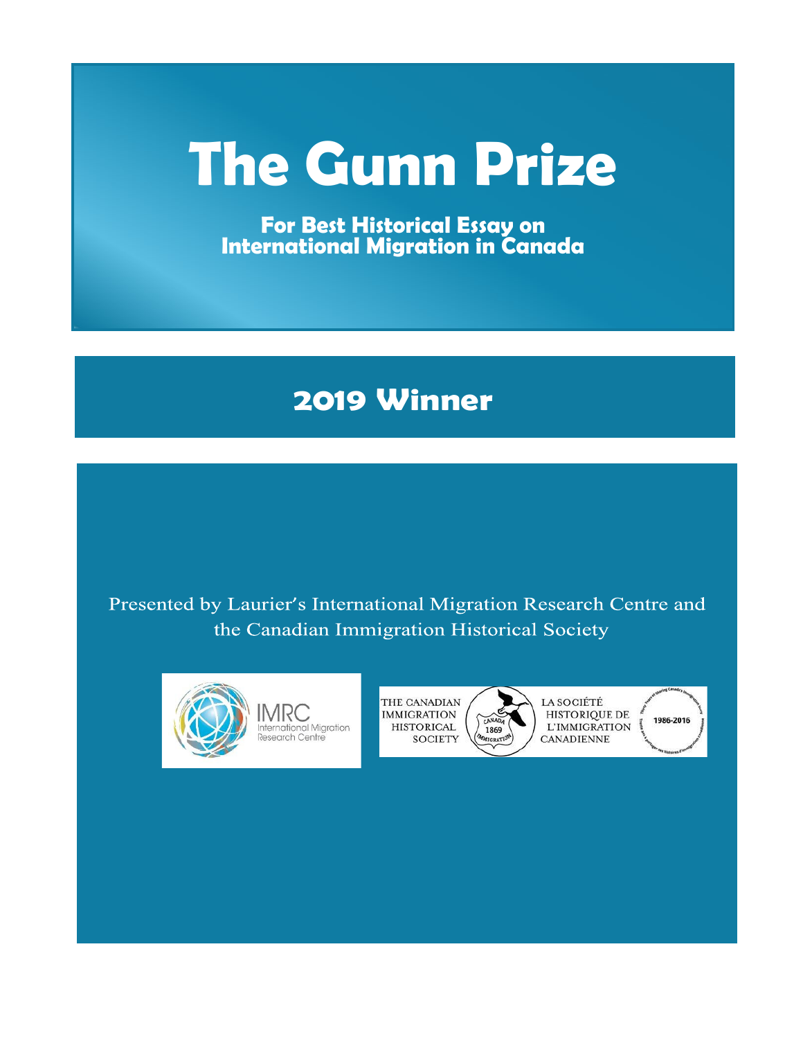# The Gunn Prize

**For Best Historical Essay on International Migration in Canada**

## 2019 Winner

Presented by Laurier's International Migration Research Centre and the Canadian Immigration Historical Society

IMRC International Migration Research Centre

THE CANADIAN IMMIGRATION HISTORICAL SOCIETY

LA SOCIÉTÉ HISTORIQUE DE L'IMMIGRATION CANADIENNE

1986-2016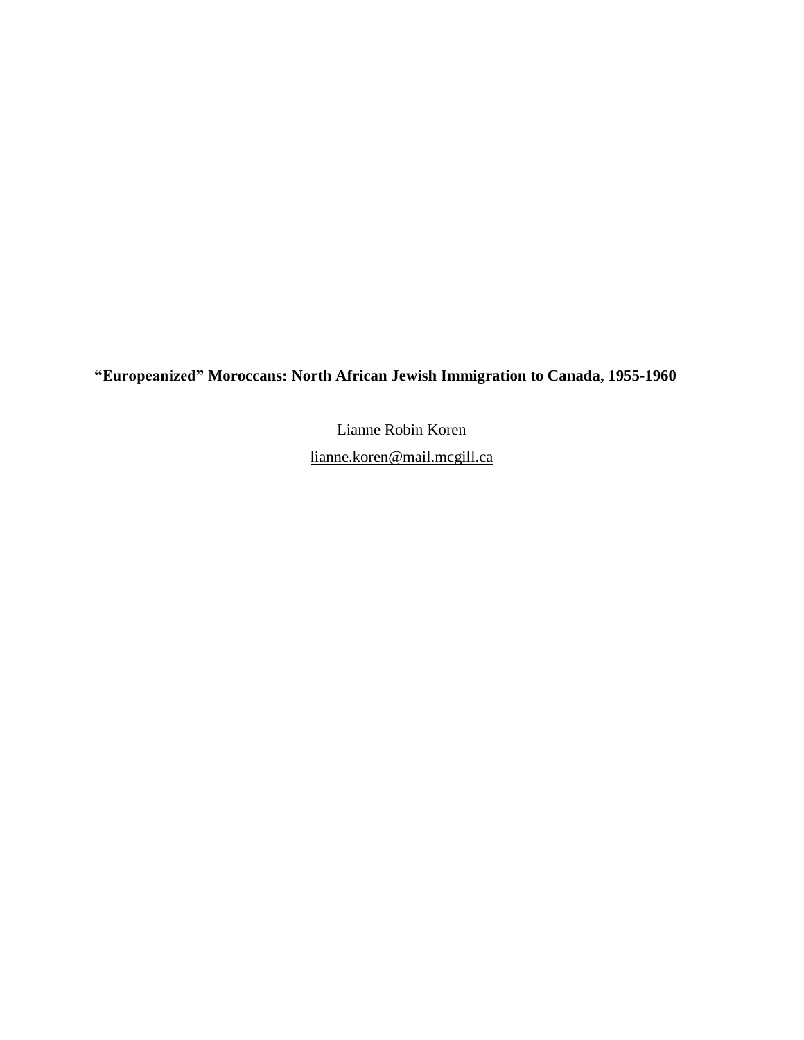**“Europeanized” Moroccans: North African Jewish Immigration to Canada, 1955-1960**

Lianne Robin Koren

lianne.koren@mail.mcgill.ca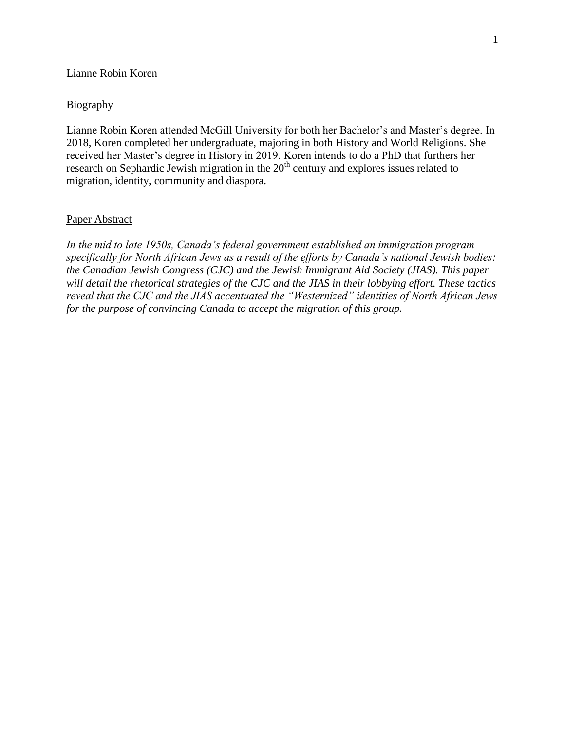Lianne Robin Koren

## Biography

Lianne Robin Koren attended McGill University for both her Bachelor's and Master's degree. In 2018, Koren completed her undergraduate, majoring in both History and World Religions. She received her Master's degree in History in 2019. Koren intends to do a PhD that furthers her research on Sephardic Jewish migration in the 20th century and explores issues related to migration, identity, community and diaspora.

## Paper Abstract

*In the mid to late 1950s, Canada's federal government established an immigration program specifically for North African Jews as a result of the efforts by Canada's national Jewish bodies: the Canadian Jewish Congress (CJC) and the Jewish Immigrant Aid Society (JIAS). This paper will detail the rhetorical strategies of the CJC and the JIAS in their lobbying effort. These tactics reveal that the CJC and the JIAS accentuated the "Westernized" identities of North African Jews for the purpose of convincing Canada to accept the migration of this group.*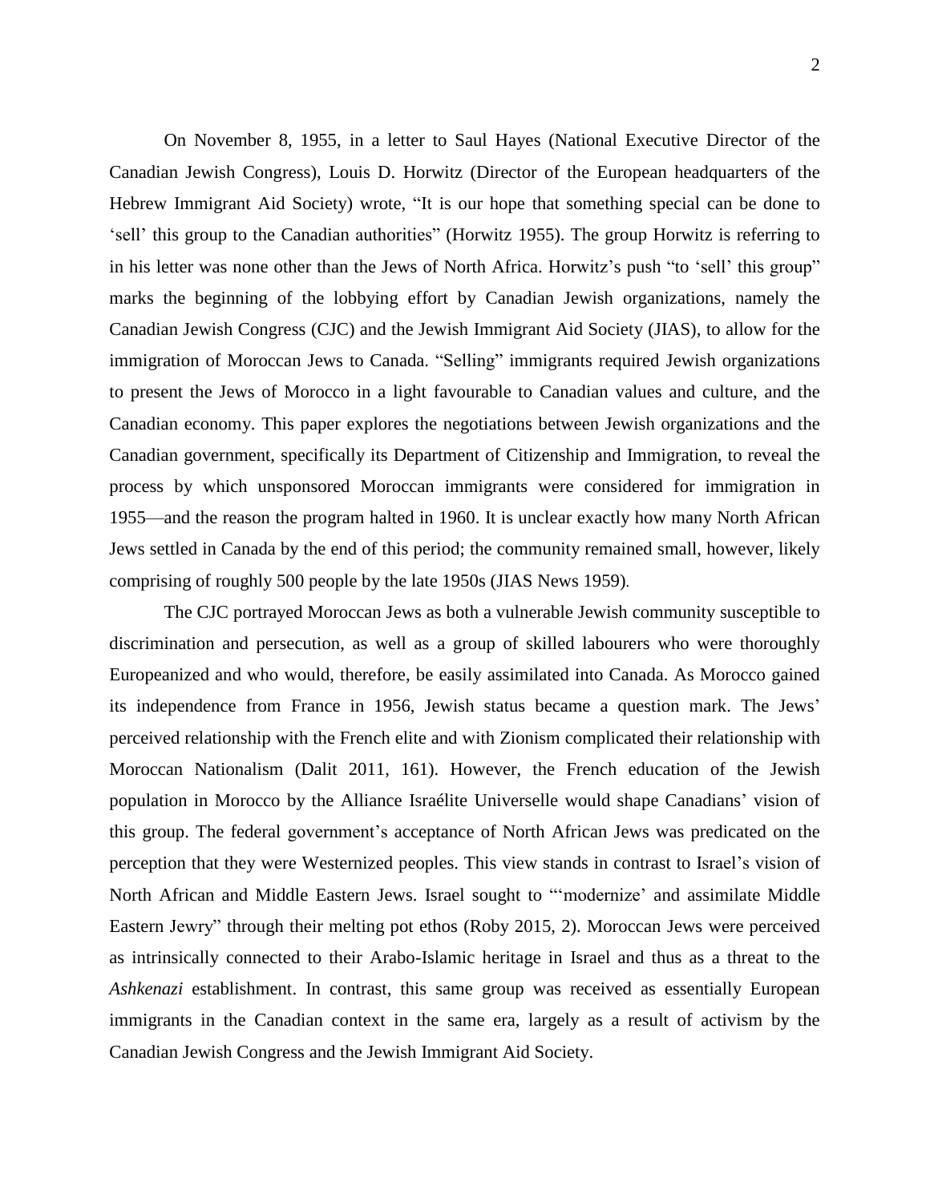On November 8, 1955, in a letter to Saul Hayes (National Executive Director of the Canadian Jewish Congress), Louis D. Horwitz (Director of the European headquarters of the Hebrew Immigrant Aid Society) wrote, "It is our hope that something special can be done to 'sell' this group to the Canadian authorities" (Horwitz 1955). The group Horwitz is referring to in his letter was none other than the Jews of North Africa. Horwitz's push "to 'sell' this group" marks the beginning of the lobbying effort by Canadian Jewish organizations, namely the Canadian Jewish Congress (CJC) and the Jewish Immigrant Aid Society (JIAS), to allow for the immigration of Moroccan Jews to Canada. "Selling" immigrants required Jewish organizations to present the Jews of Morocco in a light favourable to Canadian values and culture, and the Canadian economy. This paper explores the negotiations between Jewish organizations and the Canadian government, specifically its Department of Citizenship and Immigration, to reveal the process by which unsponsored Moroccan immigrants were considered for immigration in 1955—and the reason the program halted in 1960. It is unclear exactly how many North African Jews settled in Canada by the end of this period; the community remained small, however, likely comprising of roughly 500 people by the late 1950s (JIAS News 1959).

The CJC portrayed Moroccan Jews as both a vulnerable Jewish community susceptible to discrimination and persecution, as well as a group of skilled labourers who were thoroughly Europeanized and who would, therefore, be easily assimilated into Canada. As Morocco gained its independence from France in 1956, Jewish status became a question mark. The Jews' perceived relationship with the French elite and with Zionism complicated their relationship with Moroccan Nationalism (Dalit 2011, 161). However, the French education of the Jewish population in Morocco by the Alliance Israélite Universelle would shape Canadians' vision of this group. The federal government's acceptance of North African Jews was predicated on the perception that they were Westernized peoples. This view stands in contrast to Israel's vision of North African and Middle Eastern Jews. Israel sought to "'modernize' and assimilate Middle Eastern Jewry" through their melting pot ethos (Roby 2015, 2). Moroccan Jews were perceived as intrinsically connected to their Arabo-Islamic heritage in Israel and thus as a threat to the *Ashkenazi* establishment. In contrast, this same group was received as essentially European immigrants in the Canadian context in the same era, largely as a result of activism by the Canadian Jewish Congress and the Jewish Immigrant Aid Society.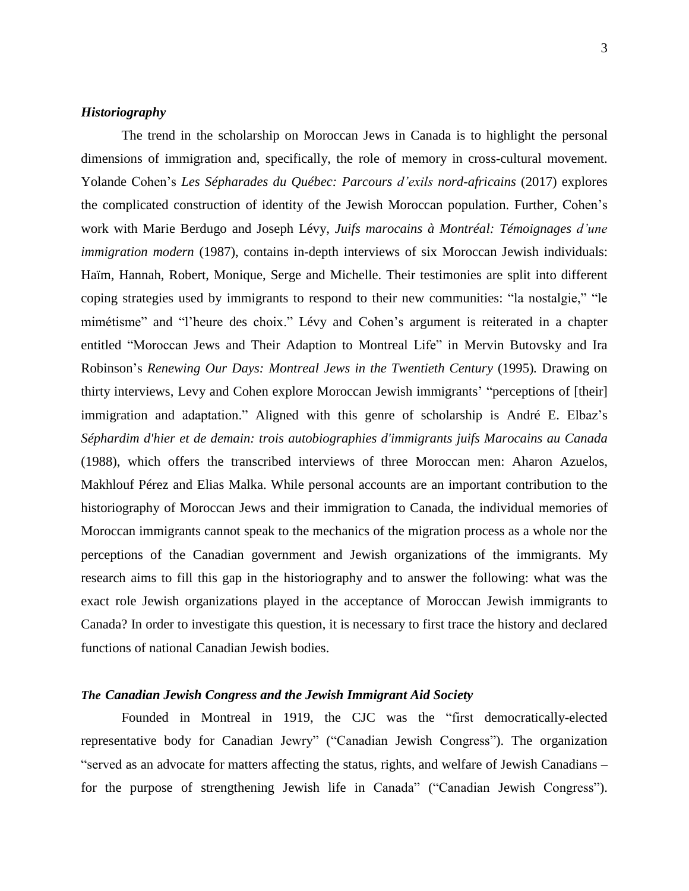### *Historiography*

The trend in the scholarship on Moroccan Jews in Canada is to highlight the personal dimensions of immigration and, specifically, the role of memory in cross-cultural movement. Yolande Cohen's *Les Sépharades du Québec: Parcours d'exils nord-africains* (2017) explores the complicated construction of identity of the Jewish Moroccan population. Further, Cohen's work with Marie Berdugo and Joseph Lévy, *Juifs marocains à Montréal: Témoignages d'une immigration modern* (1987), contains in-depth interviews of six Moroccan Jewish individuals: Haïm, Hannah, Robert, Monique, Serge and Michelle. Their testimonies are split into different coping strategies used by immigrants to respond to their new communities: "la nostalgie," "le mimétisme" and "l'heure des choix." Lévy and Cohen's argument is reiterated in a chapter entitled "Moroccan Jews and Their Adaption to Montreal Life" in Mervin Butovsky and Ira Robinson's *Renewing Our Days: Montreal Jews in the Twentieth Century* (1995). Drawing on thirty interviews, Levy and Cohen explore Moroccan Jewish immigrants' "perceptions of [their] immigration and adaptation." Aligned with this genre of scholarship is André E. Elbaz's *Séphardim d'hier et de demain: trois autobiographies d'immigrants juifs Marocains au Canada* (1988), which offers the transcribed interviews of three Moroccan men: Aharon Azuelos, Makhlouf Pérez and Elias Malka. While personal accounts are an important contribution to the historiography of Moroccan Jews and their immigration to Canada, the individual memories of Moroccan immigrants cannot speak to the mechanics of the migration process as a whole nor the perceptions of the Canadian government and Jewish organizations of the immigrants. My research aims to fill this gap in the historiography and to answer the following: what was the exact role Jewish organizations played in the acceptance of Moroccan Jewish immigrants to Canada? In order to investigate this question, it is necessary to first trace the history and declared functions of national Canadian Jewish bodies.

### *The Canadian Jewish Congress and the Jewish Immigrant Aid Society*

Founded in Montreal in 1919, the CJC was the "first democratically-elected representative body for Canadian Jewry" ("Canadian Jewish Congress"). The organization "served as an advocate for matters affecting the status, rights, and welfare of Jewish Canadians – for the purpose of strengthening Jewish life in Canada" ("Canadian Jewish Congress").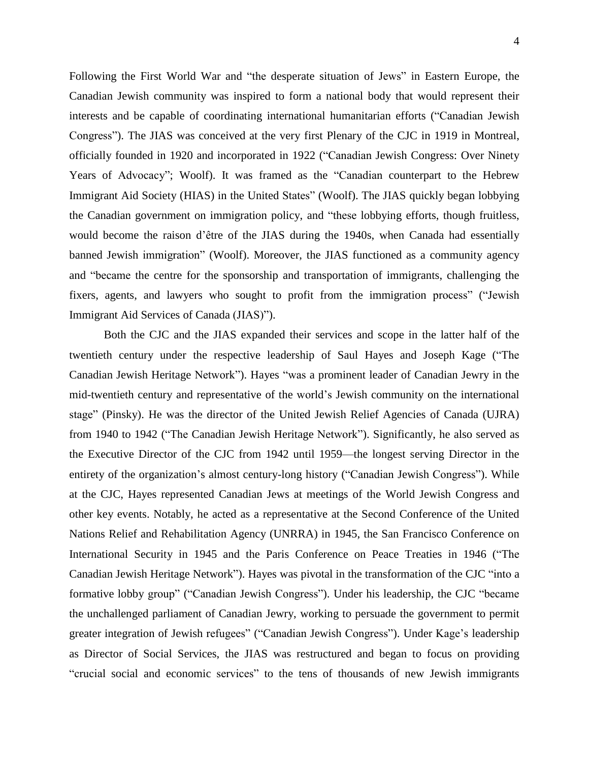Following the First World War and "the desperate situation of Jews" in Eastern Europe, the Canadian Jewish community was inspired to form a national body that would represent their interests and be capable of coordinating international humanitarian efforts ("Canadian Jewish Congress"). The JIAS was conceived at the very first Plenary of the CJC in 1919 in Montreal, officially founded in 1920 and incorporated in 1922 ("Canadian Jewish Congress: Over Ninety Years of Advocacy"; Woolf). It was framed as the "Canadian counterpart to the Hebrew Immigrant Aid Society (HIAS) in the United States" (Woolf). The JIAS quickly began lobbying the Canadian government on immigration policy, and "these lobbying efforts, though fruitless, would become the raison d'être of the JIAS during the 1940s, when Canada had essentially banned Jewish immigration" (Woolf). Moreover, the JIAS functioned as a community agency and "became the centre for the sponsorship and transportation of immigrants, challenging the fixers, agents, and lawyers who sought to profit from the immigration process" ("Jewish Immigrant Aid Services of Canada (JIAS)").

Both the CJC and the JIAS expanded their services and scope in the latter half of the twentieth century under the respective leadership of Saul Hayes and Joseph Kage ("The Canadian Jewish Heritage Network"). Hayes "was a prominent leader of Canadian Jewry in the mid-twentieth century and representative of the world's Jewish community on the international stage" (Pinsky). He was the director of the United Jewish Relief Agencies of Canada (UJRA) from 1940 to 1942 ("The Canadian Jewish Heritage Network"). Significantly, he also served as the Executive Director of the CJC from 1942 until 1959—the longest serving Director in the entirety of the organization's almost century-long history ("Canadian Jewish Congress"). While at the CJC, Hayes represented Canadian Jews at meetings of the World Jewish Congress and other key events. Notably, he acted as a representative at the Second Conference of the United Nations Relief and Rehabilitation Agency (UNRRA) in 1945, the San Francisco Conference on International Security in 1945 and the Paris Conference on Peace Treaties in 1946 ("The Canadian Jewish Heritage Network"). Hayes was pivotal in the transformation of the CJC "into a formative lobby group" ("Canadian Jewish Congress"). Under his leadership, the CJC "became the unchallenged parliament of Canadian Jewry, working to persuade the government to permit greater integration of Jewish refugees" ("Canadian Jewish Congress"). Under Kage's leadership as Director of Social Services, the JIAS was restructured and began to focus on providing "crucial social and economic services" to the tens of thousands of new Jewish immigrants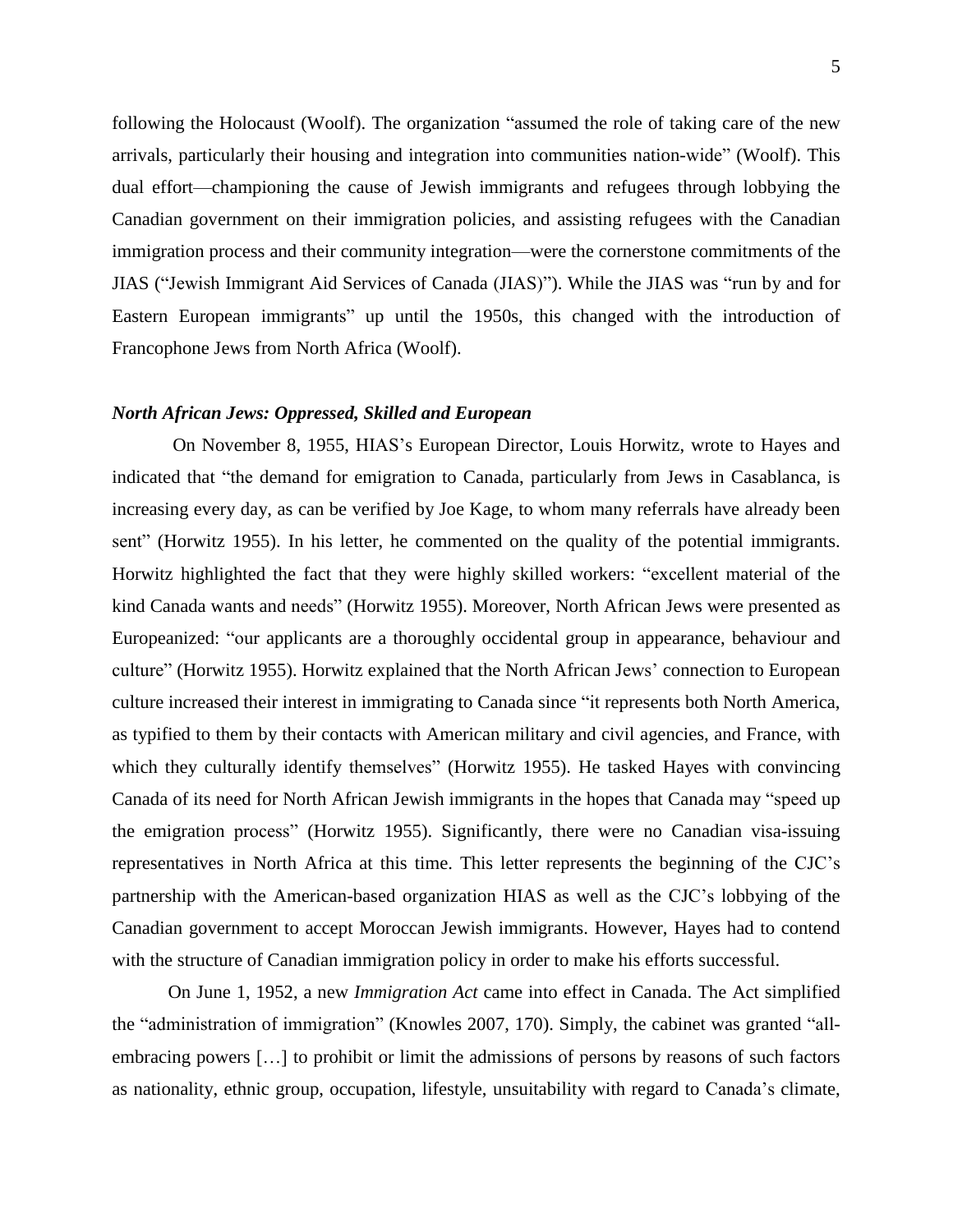following the Holocaust (Woolf). The organization "assumed the role of taking care of the new arrivals, particularly their housing and integration into communities nation-wide" (Woolf). This dual effort—championing the cause of Jewish immigrants and refugees through lobbying the Canadian government on their immigration policies, and assisting refugees with the Canadian immigration process and their community integration—were the cornerstone commitments of the JIAS ("Jewish Immigrant Aid Services of Canada (JIAS)"). While the JIAS was "run by and for Eastern European immigrants" up until the 1950s, this changed with the introduction of Francophone Jews from North Africa (Woolf).

### *North African Jews: Oppressed, Skilled and European*

On November 8, 1955, HIAS's European Director, Louis Horwitz, wrote to Hayes and indicated that "the demand for emigration to Canada, particularly from Jews in Casablanca, is increasing every day, as can be verified by Joe Kage, to whom many referrals have already been sent" (Horwitz 1955). In his letter, he commented on the quality of the potential immigrants. Horwitz highlighted the fact that they were highly skilled workers: "excellent material of the kind Canada wants and needs" (Horwitz 1955). Moreover, North African Jews were presented as Europeanized: "our applicants are a thoroughly occidental group in appearance, behaviour and culture" (Horwitz 1955). Horwitz explained that the North African Jews' connection to European culture increased their interest in immigrating to Canada since "it represents both North America, as typified to them by their contacts with American military and civil agencies, and France, with which they culturally identify themselves" (Horwitz 1955). He tasked Hayes with convincing Canada of its need for North African Jewish immigrants in the hopes that Canada may "speed up the emigration process" (Horwitz 1955). Significantly, there were no Canadian visa-issuing representatives in North Africa at this time. This letter represents the beginning of the CJC's partnership with the American-based organization HIAS as well as the CJC's lobbying of the Canadian government to accept Moroccan Jewish immigrants. However, Hayes had to contend with the structure of Canadian immigration policy in order to make his efforts successful.

On June 1, 1952, a new *Immigration Act* came into effect in Canada. The Act simplified the "administration of immigration" (Knowles 2007, 170). Simply, the cabinet was granted "all-embracing powers […] to prohibit or limit the admissions of persons by reasons of such factors as nationality, ethnic group, occupation, lifestyle, unsuitability with regard to Canada's climate,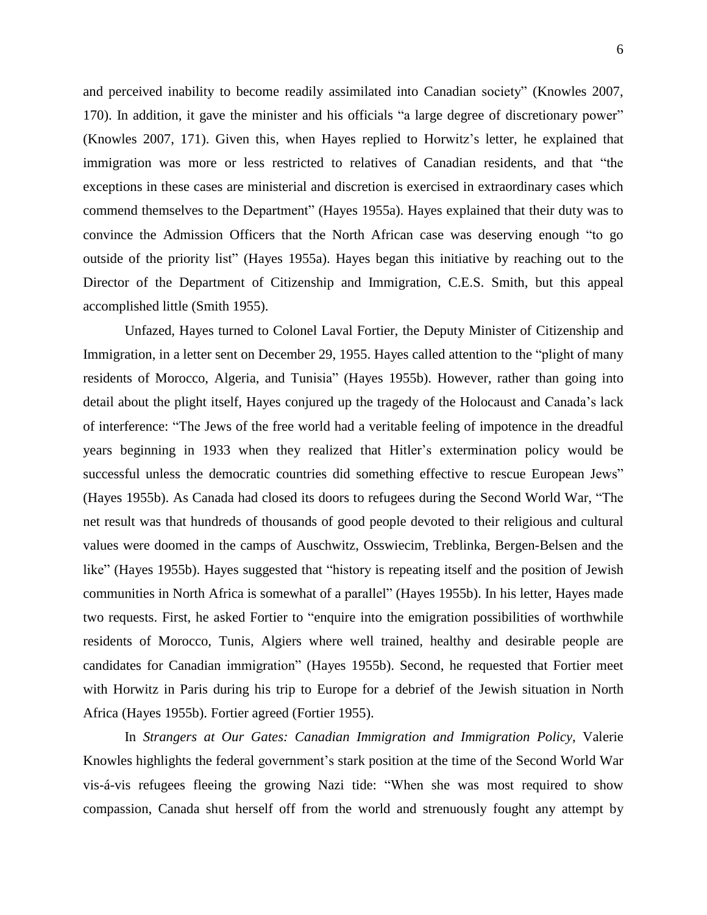and perceived inability to become readily assimilated into Canadian society" (Knowles 2007, 170). In addition, it gave the minister and his officials "a large degree of discretionary power" (Knowles 2007, 171). Given this, when Hayes replied to Horwitz's letter, he explained that immigration was more or less restricted to relatives of Canadian residents, and that "the exceptions in these cases are ministerial and discretion is exercised in extraordinary cases which commend themselves to the Department" (Hayes 1955a). Hayes explained that their duty was to convince the Admission Officers that the North African case was deserving enough "to go outside of the priority list" (Hayes 1955a). Hayes began this initiative by reaching out to the Director of the Department of Citizenship and Immigration, C.E.S. Smith, but this appeal accomplished little (Smith 1955).

Unfazed, Hayes turned to Colonel Laval Fortier, the Deputy Minister of Citizenship and Immigration, in a letter sent on December 29, 1955. Hayes called attention to the "plight of many residents of Morocco, Algeria, and Tunisia" (Hayes 1955b). However, rather than going into detail about the plight itself, Hayes conjured up the tragedy of the Holocaust and Canada's lack of interference: "The Jews of the free world had a veritable feeling of impotence in the dreadful years beginning in 1933 when they realized that Hitler's extermination policy would be successful unless the democratic countries did something effective to rescue European Jews" (Hayes 1955b). As Canada had closed its doors to refugees during the Second World War, "The net result was that hundreds of thousands of good people devoted to their religious and cultural values were doomed in the camps of Auschwitz, Osswiecim, Treblinka, Bergen-Belsen and the like" (Hayes 1955b). Hayes suggested that "history is repeating itself and the position of Jewish communities in North Africa is somewhat of a parallel" (Hayes 1955b). In his letter, Hayes made two requests. First, he asked Fortier to "enquire into the emigration possibilities of worthwhile residents of Morocco, Tunis, Algiers where well trained, healthy and desirable people are candidates for Canadian immigration" (Hayes 1955b). Second, he requested that Fortier meet with Horwitz in Paris during his trip to Europe for a debrief of the Jewish situation in North Africa (Hayes 1955b). Fortier agreed (Fortier 1955).

In *Strangers at Our Gates: Canadian Immigration and Immigration Policy,* Valerie Knowles highlights the federal government's stark position at the time of the Second World War vis-á-vis refugees fleeing the growing Nazi tide: "When she was most required to show compassion, Canada shut herself off from the world and strenuously fought any attempt by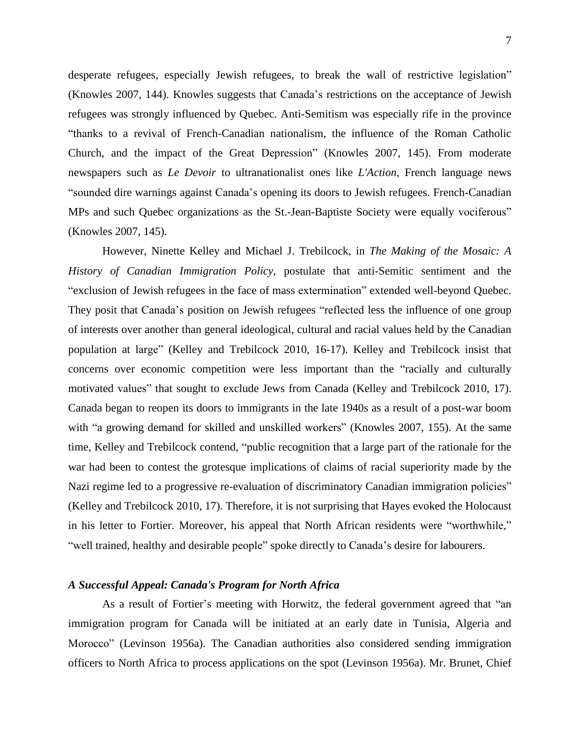desperate refugees, especially Jewish refugees, to break the wall of restrictive legislation" (Knowles 2007, 144). Knowles suggests that Canada's restrictions on the acceptance of Jewish refugees was strongly influenced by Quebec. Anti-Semitism was especially rife in the province "thanks to a revival of French-Canadian nationalism, the influence of the Roman Catholic Church, and the impact of the Great Depression" (Knowles 2007, 145). From moderate newspapers such as *Le Devoir* to ultranationalist ones like *L'Action*, French language news "sounded dire warnings against Canada's opening its doors to Jewish refugees. French-Canadian MPs and such Quebec organizations as the St.-Jean-Baptiste Society were equally vociferous" (Knowles 2007, 145).

However, Ninette Kelley and Michael J. Trebilcock, in *The Making of the Mosaic: A History of Canadian Immigration Policy*, postulate that anti-Semitic sentiment and the "exclusion of Jewish refugees in the face of mass extermination" extended well-beyond Quebec. They posit that Canada's position on Jewish refugees "reflected less the influence of one group of interests over another than general ideological, cultural and racial values held by the Canadian population at large" (Kelley and Trebilcock 2010, 16-17). Kelley and Trebilcock insist that concerns over economic competition were less important than the "racially and culturally motivated values" that sought to exclude Jews from Canada (Kelley and Trebilcock 2010, 17). Canada began to reopen its doors to immigrants in the late 1940s as a result of a post-war boom with "a growing demand for skilled and unskilled workers" (Knowles 2007, 155). At the same time, Kelley and Trebilcock contend, "public recognition that a large part of the rationale for the war had been to contest the grotesque implications of claims of racial superiority made by the Nazi regime led to a progressive re-evaluation of discriminatory Canadian immigration policies" (Kelley and Trebilcock 2010, 17). Therefore, it is not surprising that Hayes evoked the Holocaust in his letter to Fortier. Moreover, his appeal that North African residents were "worthwhile," "well trained, healthy and desirable people" spoke directly to Canada's desire for labourers.

### *A Successful Appeal: Canada's Program for North Africa*

As a result of Fortier's meeting with Horwitz, the federal government agreed that "an immigration program for Canada will be initiated at an early date in Tunisia, Algeria and Morocco" (Levinson 1956a). The Canadian authorities also considered sending immigration officers to North Africa to process applications on the spot (Levinson 1956a). Mr. Brunet, Chief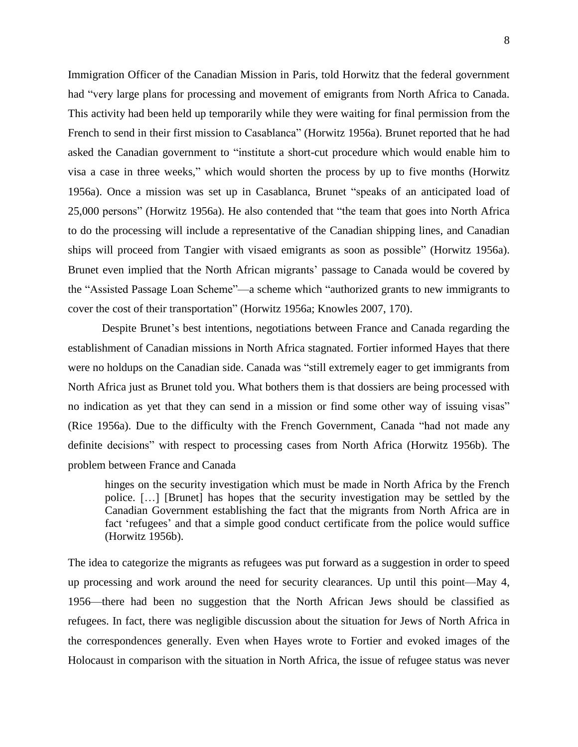Immigration Officer of the Canadian Mission in Paris, told Horwitz that the federal government had "very large plans for processing and movement of emigrants from North Africa to Canada. This activity had been held up temporarily while they were waiting for final permission from the French to send in their first mission to Casablanca" (Horwitz 1956a). Brunet reported that he had asked the Canadian government to "institute a short-cut procedure which would enable him to visa a case in three weeks," which would shorten the process by up to five months (Horwitz 1956a). Once a mission was set up in Casablanca, Brunet "speaks of an anticipated load of 25,000 persons" (Horwitz 1956a). He also contended that "the team that goes into North Africa to do the processing will include a representative of the Canadian shipping lines, and Canadian ships will proceed from Tangier with visaed emigrants as soon as possible" (Horwitz 1956a). Brunet even implied that the North African migrants' passage to Canada would be covered by the "Assisted Passage Loan Scheme"—a scheme which "authorized grants to new immigrants to cover the cost of their transportation" (Horwitz 1956a; Knowles 2007, 170).

Despite Brunet's best intentions, negotiations between France and Canada regarding the establishment of Canadian missions in North Africa stagnated. Fortier informed Hayes that there were no holdups on the Canadian side. Canada was "still extremely eager to get immigrants from North Africa just as Brunet told you. What bothers them is that dossiers are being processed with no indication as yet that they can send in a mission or find some other way of issuing visas" (Rice 1956a). Due to the difficulty with the French Government, Canada "had not made any definite decisions" with respect to processing cases from North Africa (Horwitz 1956b). The problem between France and Canada

> hinges on the security investigation which must be made in North Africa by the French police. […] [Brunet] has hopes that the security investigation may be settled by the Canadian Government establishing the fact that the migrants from North Africa are in fact 'refugees' and that a simple good conduct certificate from the police would suffice (Horwitz 1956b).

The idea to categorize the migrants as refugees was put forward as a suggestion in order to speed up processing and work around the need for security clearances. Up until this point—May 4, 1956—there had been no suggestion that the North African Jews should be classified as refugees. In fact, there was negligible discussion about the situation for Jews of North Africa in the correspondences generally. Even when Hayes wrote to Fortier and evoked images of the Holocaust in comparison with the situation in North Africa, the issue of refugee status was never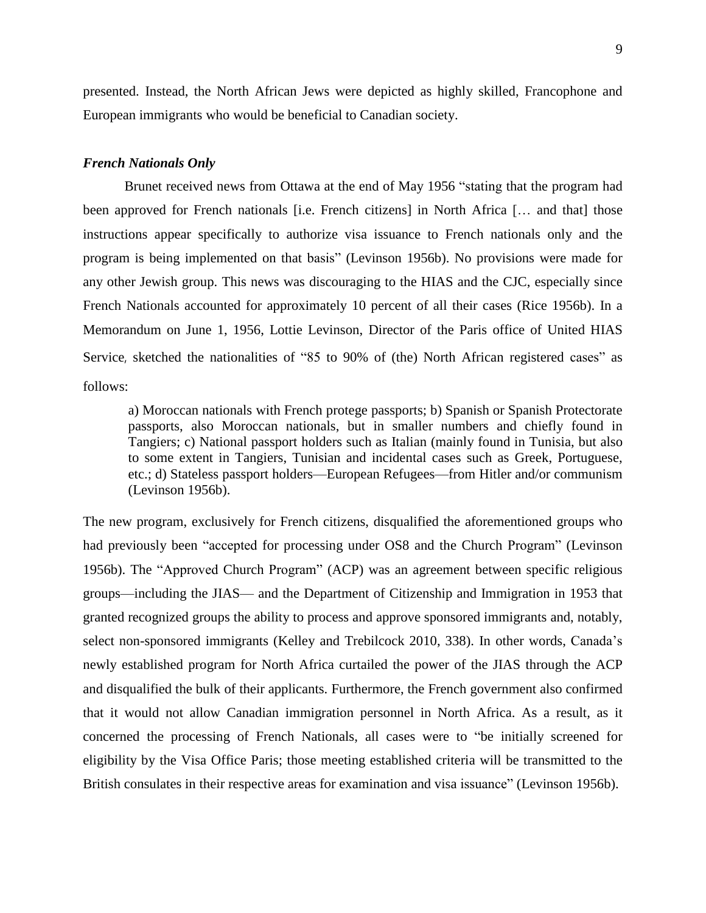presented. Instead, the North African Jews were depicted as highly skilled, Francophone and European immigrants who would be beneficial to Canadian society.

### *French Nationals Only*

Brunet received news from Ottawa at the end of May 1956 "stating that the program had been approved for French nationals [i.e. French citizens] in North Africa [… and that] those instructions appear specifically to authorize visa issuance to French nationals only and the program is being implemented on that basis" (Levinson 1956b). No provisions were made for any other Jewish group. This news was discouraging to the HIAS and the CJC, especially since French Nationals accounted for approximately 10 percent of all their cases (Rice 1956b). In a Memorandum on June 1, 1956, Lottie Levinson, Director of the Paris office of United HIAS Service, sketched the nationalities of "85 to 90% of (the) North African registered cases" as follows:

> a) Moroccan nationals with French protege passports; b) Spanish or Spanish Protectorate passports, also Moroccan nationals, but in smaller numbers and chiefly found in Tangiers; c) National passport holders such as Italian (mainly found in Tunisia, but also to some extent in Tangiers, Tunisian and incidental cases such as Greek, Portuguese, etc.; d) Stateless passport holders—European Refugees—from Hitler and/or communism (Levinson 1956b).

The new program, exclusively for French citizens, disqualified the aforementioned groups who had previously been "accepted for processing under OS8 and the Church Program" (Levinson 1956b). The "Approved Church Program" (ACP) was an agreement between specific religious groups—including the JIAS— and the Department of Citizenship and Immigration in 1953 that granted recognized groups the ability to process and approve sponsored immigrants and, notably, select non-sponsored immigrants (Kelley and Trebilcock 2010, 338). In other words, Canada's newly established program for North Africa curtailed the power of the JIAS through the ACP and disqualified the bulk of their applicants. Furthermore, the French government also confirmed that it would not allow Canadian immigration personnel in North Africa. As a result, as it concerned the processing of French Nationals, all cases were to "be initially screened for eligibility by the Visa Office Paris; those meeting established criteria will be transmitted to the British consulates in their respective areas for examination and visa issuance" (Levinson 1956b).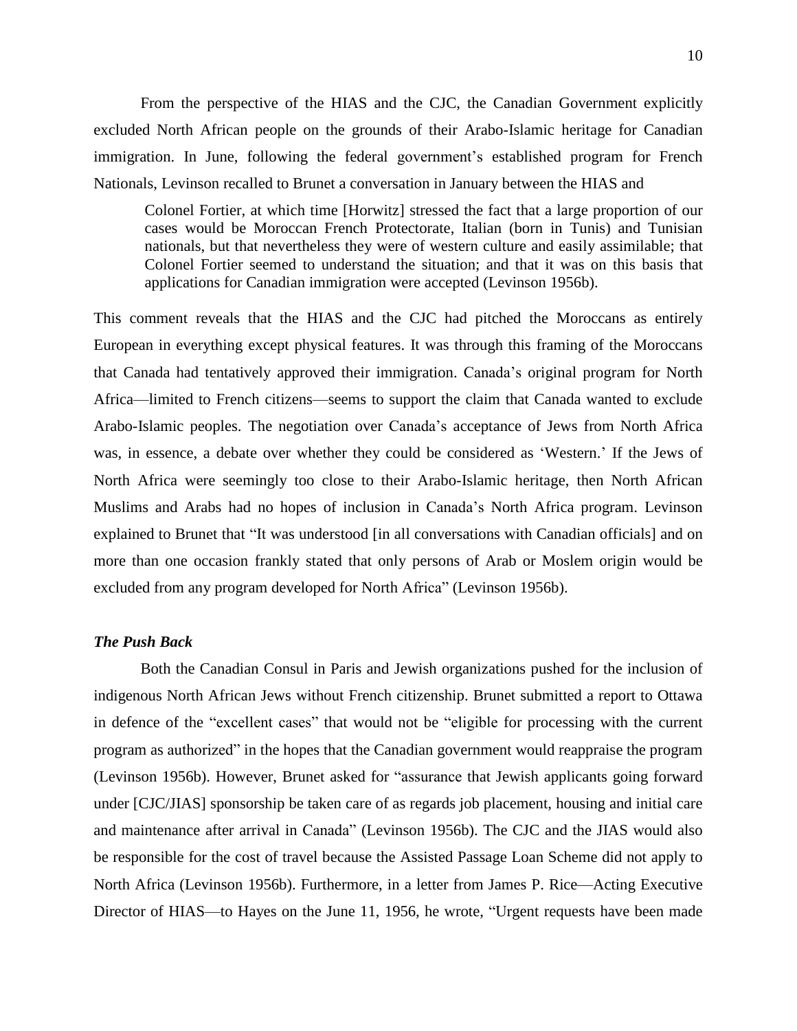From the perspective of the HIAS and the CJC, the Canadian Government explicitly excluded North African people on the grounds of their Arabo-Islamic heritage for Canadian immigration. In June, following the federal government's established program for French Nationals, Levinson recalled to Brunet a conversation in January between the HIAS and

> Colonel Fortier, at which time [Horwitz] stressed the fact that a large proportion of our cases would be Moroccan French Protectorate, Italian (born in Tunis) and Tunisian nationals, but that nevertheless they were of western culture and easily assimilable; that Colonel Fortier seemed to understand the situation; and that it was on this basis that applications for Canadian immigration were accepted (Levinson 1956b).

This comment reveals that the HIAS and the CJC had pitched the Moroccans as entirely European in everything except physical features. It was through this framing of the Moroccans that Canada had tentatively approved their immigration. Canada's original program for North Africa—limited to French citizens—seems to support the claim that Canada wanted to exclude Arabo-Islamic peoples. The negotiation over Canada's acceptance of Jews from North Africa was, in essence, a debate over whether they could be considered as 'Western.' If the Jews of North Africa were seemingly too close to their Arabo-Islamic heritage, then North African Muslims and Arabs had no hopes of inclusion in Canada's North Africa program. Levinson explained to Brunet that "It was understood [in all conversations with Canadian officials] and on more than one occasion frankly stated that only persons of Arab or Moslem origin would be excluded from any program developed for North Africa" (Levinson 1956b).

### *The Push Back*

Both the Canadian Consul in Paris and Jewish organizations pushed for the inclusion of indigenous North African Jews without French citizenship. Brunet submitted a report to Ottawa in defence of the "excellent cases" that would not be "eligible for processing with the current program as authorized" in the hopes that the Canadian government would reappraise the program (Levinson 1956b). However, Brunet asked for "assurance that Jewish applicants going forward under [CJC/JIAS] sponsorship be taken care of as regards job placement, housing and initial care and maintenance after arrival in Canada" (Levinson 1956b). The CJC and the JIAS would also be responsible for the cost of travel because the Assisted Passage Loan Scheme did not apply to North Africa (Levinson 1956b). Furthermore, in a letter from James P. Rice—Acting Executive Director of HIAS—to Hayes on the June 11, 1956, he wrote, "Urgent requests have been made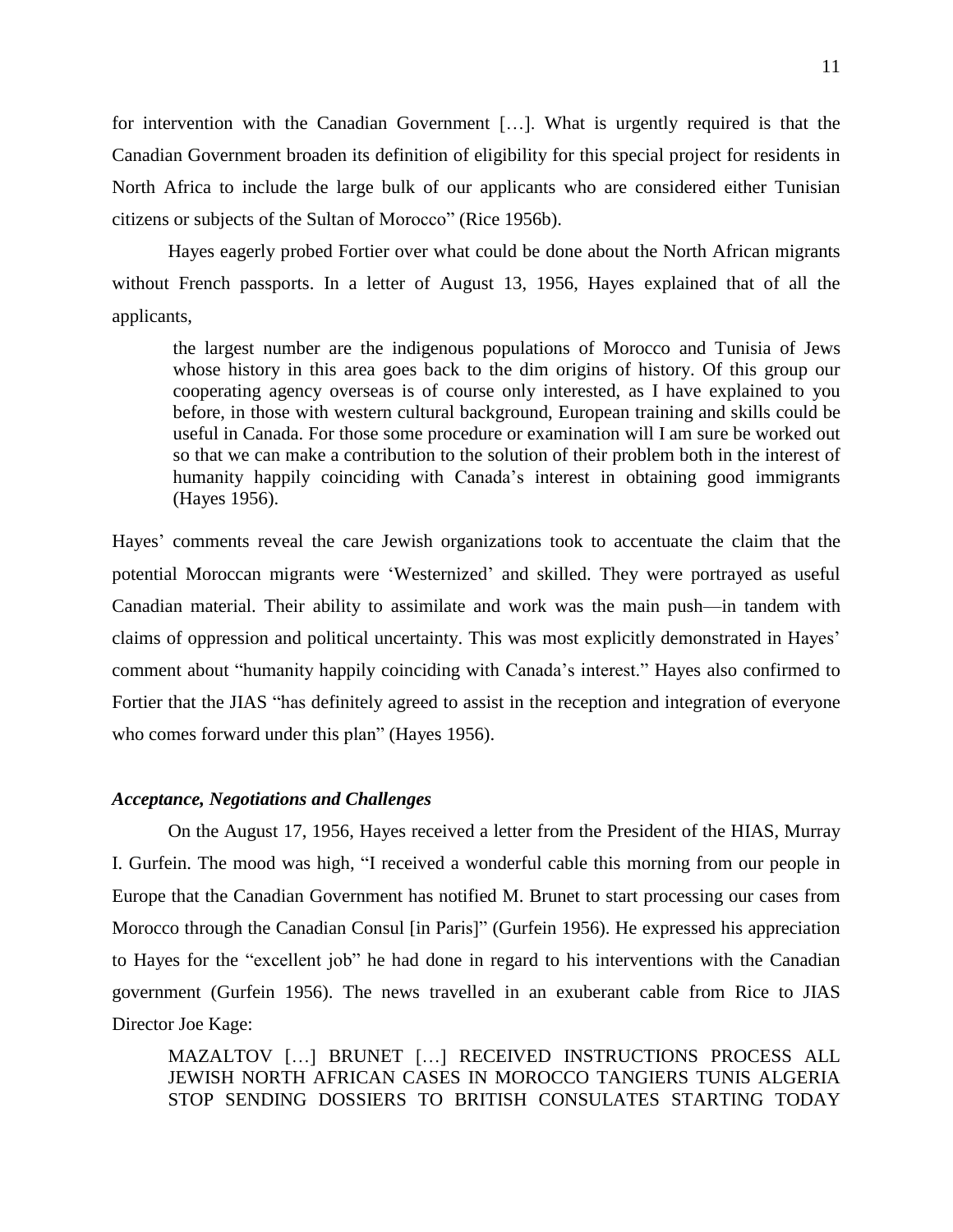for intervention with the Canadian Government […]. What is urgently required is that the Canadian Government broaden its definition of eligibility for this special project for residents in North Africa to include the large bulk of our applicants who are considered either Tunisian citizens or subjects of the Sultan of Morocco" (Rice 1956b).

Hayes eagerly probed Fortier over what could be done about the North African migrants without French passports. In a letter of August 13, 1956, Hayes explained that of all the applicants,

> the largest number are the indigenous populations of Morocco and Tunisia of Jews whose history in this area goes back to the dim origins of history. Of this group our cooperating agency overseas is of course only interested, as I have explained to you before, in those with western cultural background, European training and skills could be useful in Canada. For those some procedure or examination will I am sure be worked out so that we can make a contribution to the solution of their problem both in the interest of humanity happily coinciding with Canada's interest in obtaining good immigrants (Hayes 1956).

Hayes' comments reveal the care Jewish organizations took to accentuate the claim that the potential Moroccan migrants were 'Westernized' and skilled. They were portrayed as useful Canadian material. Their ability to assimilate and work was the main push—in tandem with claims of oppression and political uncertainty. This was most explicitly demonstrated in Hayes' comment about "humanity happily coinciding with Canada's interest." Hayes also confirmed to Fortier that the JIAS "has definitely agreed to assist in the reception and integration of everyone who comes forward under this plan" (Hayes 1956).

### *Acceptance, Negotiations and Challenges*

On the August 17, 1956, Hayes received a letter from the President of the HIAS, Murray I. Gurfein. The mood was high, "I received a wonderful cable this morning from our people in Europe that the Canadian Government has notified M. Brunet to start processing our cases from Morocco through the Canadian Consul [in Paris]" (Gurfein 1956). He expressed his appreciation to Hayes for the "excellent job" he had done in regard to his interventions with the Canadian government (Gurfein 1956). The news travelled in an exuberant cable from Rice to JIAS Director Joe Kage:

> MAZALTOV […] BRUNET […] RECEIVED INSTRUCTIONS PROCESS ALL JEWISH NORTH AFRICAN CASES IN MOROCCO TANGIERS TUNIS ALGERIA STOP SENDING DOSSIERS TO BRITISH CONSULATES STARTING TODAY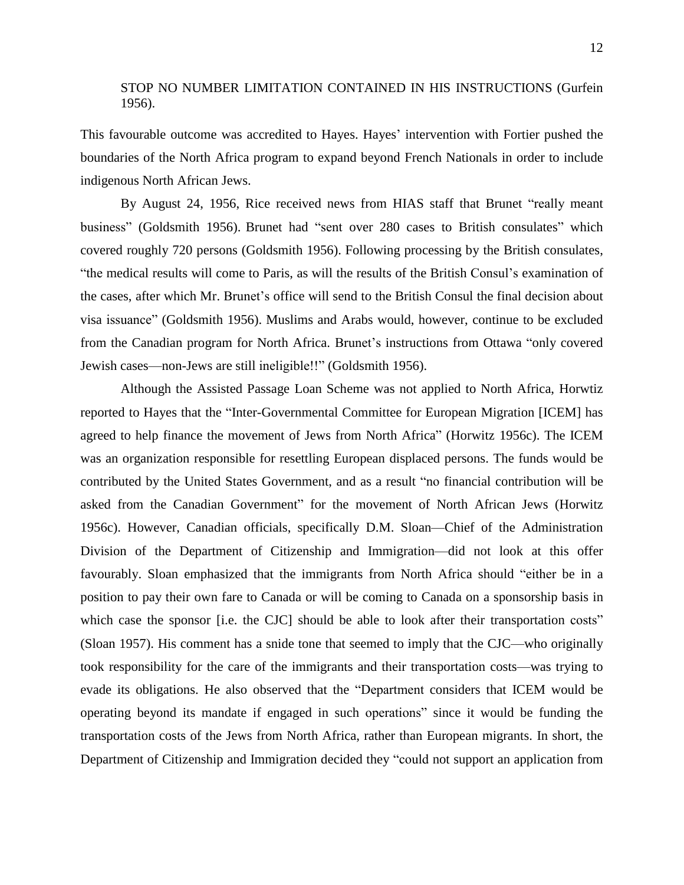> STOP NO NUMBER LIMITATION CONTAINED IN HIS INSTRUCTIONS (Gurfein 1956).

This favourable outcome was accredited to Hayes. Hayes' intervention with Fortier pushed the boundaries of the North Africa program to expand beyond French Nationals in order to include indigenous North African Jews.

By August 24, 1956, Rice received news from HIAS staff that Brunet "really meant business" (Goldsmith 1956). Brunet had "sent over 280 cases to British consulates" which covered roughly 720 persons (Goldsmith 1956). Following processing by the British consulates, "the medical results will come to Paris, as will the results of the British Consul's examination of the cases, after which Mr. Brunet's office will send to the British Consul the final decision about visa issuance" (Goldsmith 1956). Muslims and Arabs would, however, continue to be excluded from the Canadian program for North Africa. Brunet's instructions from Ottawa "only covered Jewish cases—non-Jews are still ineligible!!" (Goldsmith 1956).

Although the Assisted Passage Loan Scheme was not applied to North Africa, Horwtiz reported to Hayes that the "Inter-Governmental Committee for European Migration [ICEM] has agreed to help finance the movement of Jews from North Africa" (Horwitz 1956c). The ICEM was an organization responsible for resettling European displaced persons. The funds would be contributed by the United States Government, and as a result "no financial contribution will be asked from the Canadian Government" for the movement of North African Jews (Horwitz 1956c). However, Canadian officials, specifically D.M. Sloan—Chief of the Administration Division of the Department of Citizenship and Immigration—did not look at this offer favourably. Sloan emphasized that the immigrants from North Africa should "either be in a position to pay their own fare to Canada or will be coming to Canada on a sponsorship basis in which case the sponsor [i.e. the CJC] should be able to look after their transportation costs" (Sloan 1957). His comment has a snide tone that seemed to imply that the CJC—who originally took responsibility for the care of the immigrants and their transportation costs—was trying to evade its obligations. He also observed that the "Department considers that ICEM would be operating beyond its mandate if engaged in such operations" since it would be funding the transportation costs of the Jews from North Africa, rather than European migrants. In short, the Department of Citizenship and Immigration decided they "could not support an application from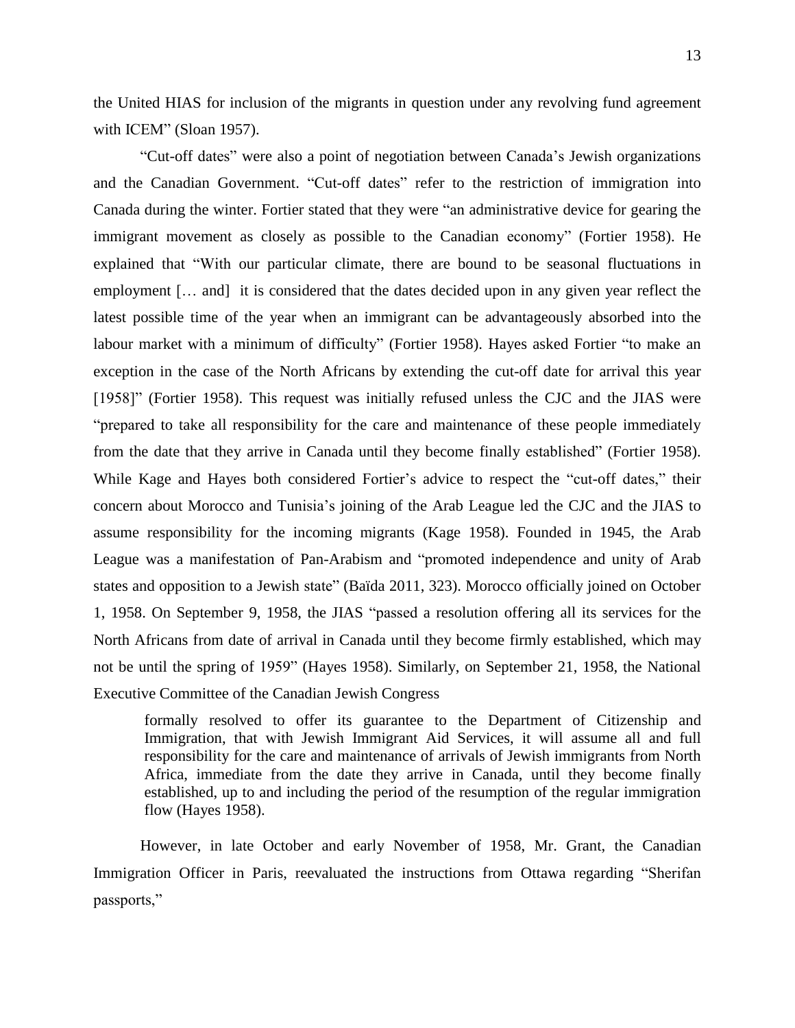the United HIAS for inclusion of the migrants in question under any revolving fund agreement with ICEM" (Sloan 1957).

"Cut-off dates" were also a point of negotiation between Canada's Jewish organizations and the Canadian Government. "Cut-off dates" refer to the restriction of immigration into Canada during the winter. Fortier stated that they were "an administrative device for gearing the immigrant movement as closely as possible to the Canadian economy" (Fortier 1958). He explained that "With our particular climate, there are bound to be seasonal fluctuations in employment [… and] it is considered that the dates decided upon in any given year reflect the latest possible time of the year when an immigrant can be advantageously absorbed into the labour market with a minimum of difficulty" (Fortier 1958). Hayes asked Fortier "to make an exception in the case of the North Africans by extending the cut-off date for arrival this year [1958]" (Fortier 1958). This request was initially refused unless the CJC and the JIAS were "prepared to take all responsibility for the care and maintenance of these people immediately from the date that they arrive in Canada until they become finally established" (Fortier 1958). While Kage and Hayes both considered Fortier's advice to respect the "cut-off dates," their concern about Morocco and Tunisia's joining of the Arab League led the CJC and the JIAS to assume responsibility for the incoming migrants (Kage 1958). Founded in 1945, the Arab League was a manifestation of Pan-Arabism and "promoted independence and unity of Arab states and opposition to a Jewish state" (Baïda 2011, 323). Morocco officially joined on October 1, 1958. On September 9, 1958, the JIAS "passed a resolution offering all its services for the North Africans from date of arrival in Canada until they become firmly established, which may not be until the spring of 1959" (Hayes 1958). Similarly, on September 21, 1958, the National Executive Committee of the Canadian Jewish Congress

> formally resolved to offer its guarantee to the Department of Citizenship and Immigration, that with Jewish Immigrant Aid Services, it will assume all and full responsibility for the care and maintenance of arrivals of Jewish immigrants from North Africa, immediate from the date they arrive in Canada, until they become finally established, up to and including the period of the resumption of the regular immigration flow (Hayes 1958).

However, in late October and early November of 1958, Mr. Grant, the Canadian Immigration Officer in Paris, reevaluated the instructions from Ottawa regarding "Sherifan passports,"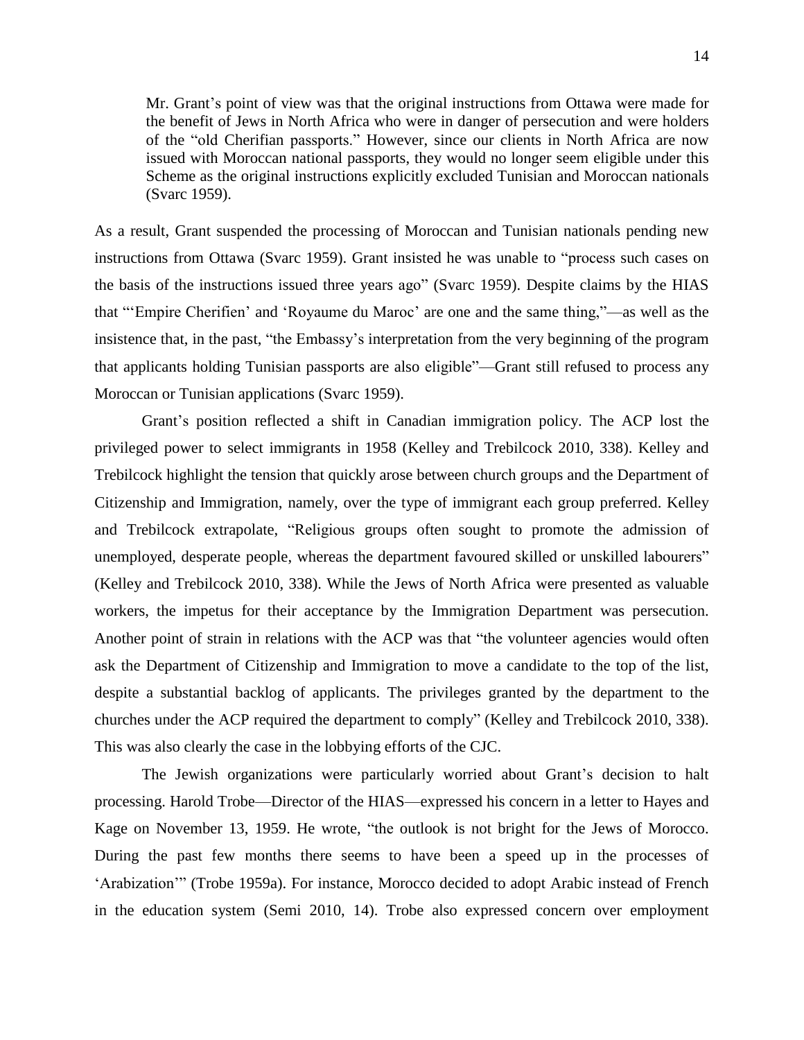> Mr. Grant's point of view was that the original instructions from Ottawa were made for the benefit of Jews in North Africa who were in danger of persecution and were holders of the "old Cherifian passports." However, since our clients in North Africa are now issued with Moroccan national passports, they would no longer seem eligible under this Scheme as the original instructions explicitly excluded Tunisian and Moroccan nationals (Svarc 1959).

As a result, Grant suspended the processing of Moroccan and Tunisian nationals pending new instructions from Ottawa (Svarc 1959). Grant insisted he was unable to "process such cases on the basis of the instructions issued three years ago" (Svarc 1959). Despite claims by the HIAS that "'Empire Cherifien' and 'Royaume du Maroc' are one and the same thing,"—as well as the insistence that, in the past, "the Embassy's interpretation from the very beginning of the program that applicants holding Tunisian passports are also eligible"—Grant still refused to process any Moroccan or Tunisian applications (Svarc 1959).

Grant's position reflected a shift in Canadian immigration policy. The ACP lost the privileged power to select immigrants in 1958 (Kelley and Trebilcock 2010, 338). Kelley and Trebilcock highlight the tension that quickly arose between church groups and the Department of Citizenship and Immigration, namely, over the type of immigrant each group preferred. Kelley and Trebilcock extrapolate, "Religious groups often sought to promote the admission of unemployed, desperate people, whereas the department favoured skilled or unskilled labourers" (Kelley and Trebilcock 2010, 338). While the Jews of North Africa were presented as valuable workers, the impetus for their acceptance by the Immigration Department was persecution. Another point of strain in relations with the ACP was that "the volunteer agencies would often ask the Department of Citizenship and Immigration to move a candidate to the top of the list, despite a substantial backlog of applicants. The privileges granted by the department to the churches under the ACP required the department to comply" (Kelley and Trebilcock 2010, 338). This was also clearly the case in the lobbying efforts of the CJC.

The Jewish organizations were particularly worried about Grant's decision to halt processing. Harold Trobe—Director of the HIAS—expressed his concern in a letter to Hayes and Kage on November 13, 1959. He wrote, "the outlook is not bright for the Jews of Morocco. During the past few months there seems to have been a speed up in the processes of 'Arabization'" (Trobe 1959a). For instance, Morocco decided to adopt Arabic instead of French in the education system (Semi 2010, 14). Trobe also expressed concern over employment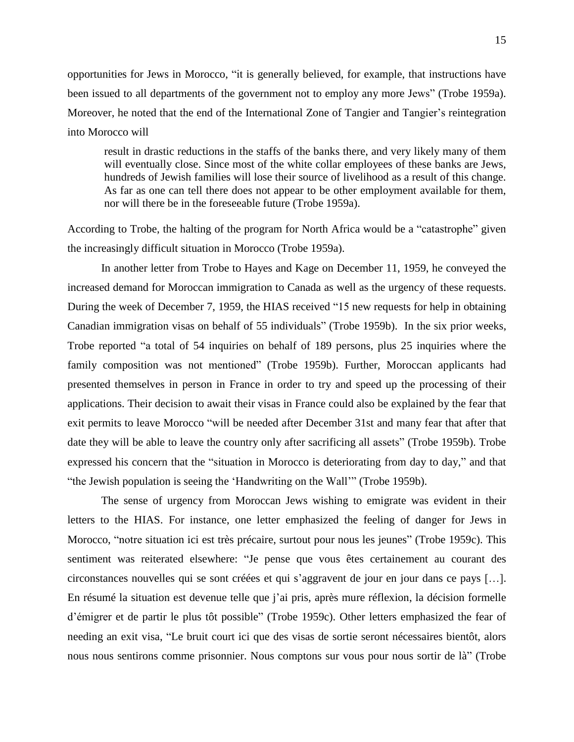opportunities for Jews in Morocco, "it is generally believed, for example, that instructions have been issued to all departments of the government not to employ any more Jews" (Trobe 1959a). Moreover, he noted that the end of the International Zone of Tangier and Tangier's reintegration into Morocco will

> result in drastic reductions in the staffs of the banks there, and very likely many of them will eventually close. Since most of the white collar employees of these banks are Jews, hundreds of Jewish families will lose their source of livelihood as a result of this change. As far as one can tell there does not appear to be other employment available for them, nor will there be in the foreseeable future (Trobe 1959a).

According to Trobe, the halting of the program for North Africa would be a "catastrophe" given the increasingly difficult situation in Morocco (Trobe 1959a).

In another letter from Trobe to Hayes and Kage on December 11, 1959, he conveyed the increased demand for Moroccan immigration to Canada as well as the urgency of these requests. During the week of December 7, 1959, the HIAS received "15 new requests for help in obtaining Canadian immigration visas on behalf of 55 individuals" (Trobe 1959b). In the six prior weeks, Trobe reported "a total of 54 inquiries on behalf of 189 persons, plus 25 inquiries where the family composition was not mentioned" (Trobe 1959b). Further, Moroccan applicants had presented themselves in person in France in order to try and speed up the processing of their applications. Their decision to await their visas in France could also be explained by the fear that exit permits to leave Morocco "will be needed after December 31st and many fear that after that date they will be able to leave the country only after sacrificing all assets" (Trobe 1959b). Trobe expressed his concern that the "situation in Morocco is deteriorating from day to day," and that "the Jewish population is seeing the 'Handwriting on the Wall'" (Trobe 1959b).

The sense of urgency from Moroccan Jews wishing to emigrate was evident in their letters to the HIAS. For instance, one letter emphasized the feeling of danger for Jews in Morocco, "notre situation ici est très précaire, surtout pour nous les jeunes" (Trobe 1959c). This sentiment was reiterated elsewhere: "Je pense que vous êtes certainement au courant des circonstances nouvelles qui se sont créées et qui s'aggravent de jour en jour dans ce pays […]. En résumé la situation est devenue telle que j'ai pris, après mure réflexion, la décision formelle d'émigrer et de partir le plus tôt possible" (Trobe 1959c). Other letters emphasized the fear of needing an exit visa, "Le bruit court ici que des visas de sortie seront nécessaires bientôt, alors nous nous sentirons comme prisonnier. Nous comptons sur vous pour nous sortir de là" (Trobe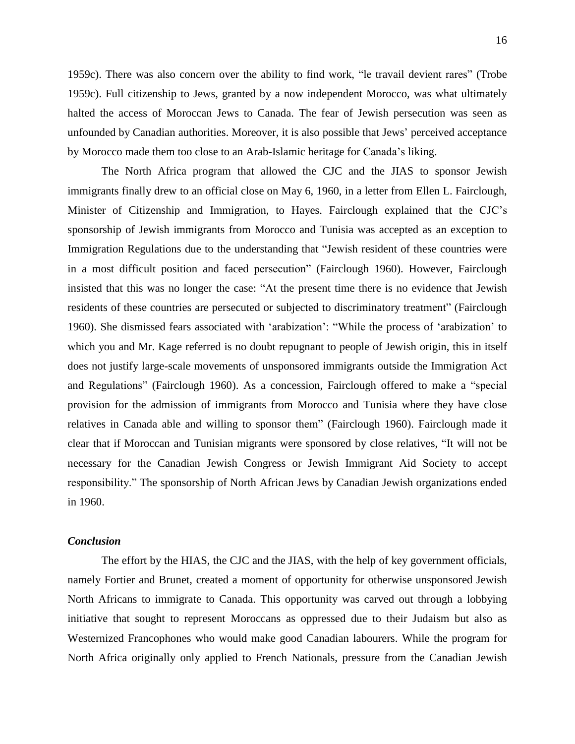1959c). There was also concern over the ability to find work, "le travail devient rares" (Trobe 1959c). Full citizenship to Jews, granted by a now independent Morocco, was what ultimately halted the access of Moroccan Jews to Canada. The fear of Jewish persecution was seen as unfounded by Canadian authorities. Moreover, it is also possible that Jews' perceived acceptance by Morocco made them too close to an Arab-Islamic heritage for Canada's liking.

The North Africa program that allowed the CJC and the JIAS to sponsor Jewish immigrants finally drew to an official close on May 6, 1960, in a letter from Ellen L. Fairclough, Minister of Citizenship and Immigration, to Hayes. Fairclough explained that the CJC's sponsorship of Jewish immigrants from Morocco and Tunisia was accepted as an exception to Immigration Regulations due to the understanding that "Jewish resident of these countries were in a most difficult position and faced persecution" (Fairclough 1960). However, Fairclough insisted that this was no longer the case: "At the present time there is no evidence that Jewish residents of these countries are persecuted or subjected to discriminatory treatment" (Fairclough 1960). She dismissed fears associated with 'arabization': "While the process of 'arabization' to which you and Mr. Kage referred is no doubt repugnant to people of Jewish origin, this in itself does not justify large-scale movements of unsponsored immigrants outside the Immigration Act and Regulations" (Fairclough 1960). As a concession, Fairclough offered to make a "special provision for the admission of immigrants from Morocco and Tunisia where they have close relatives in Canada able and willing to sponsor them" (Fairclough 1960). Fairclough made it clear that if Moroccan and Tunisian migrants were sponsored by close relatives, "It will not be necessary for the Canadian Jewish Congress or Jewish Immigrant Aid Society to accept responsibility." The sponsorship of North African Jews by Canadian Jewish organizations ended in 1960.

### *Conclusion*

The effort by the HIAS, the CJC and the JIAS, with the help of key government officials, namely Fortier and Brunet, created a moment of opportunity for otherwise unsponsored Jewish North Africans to immigrate to Canada. This opportunity was carved out through a lobbying initiative that sought to represent Moroccans as oppressed due to their Judaism but also as Westernized Francophones who would make good Canadian labourers. While the program for North Africa originally only applied to French Nationals, pressure from the Canadian Jewish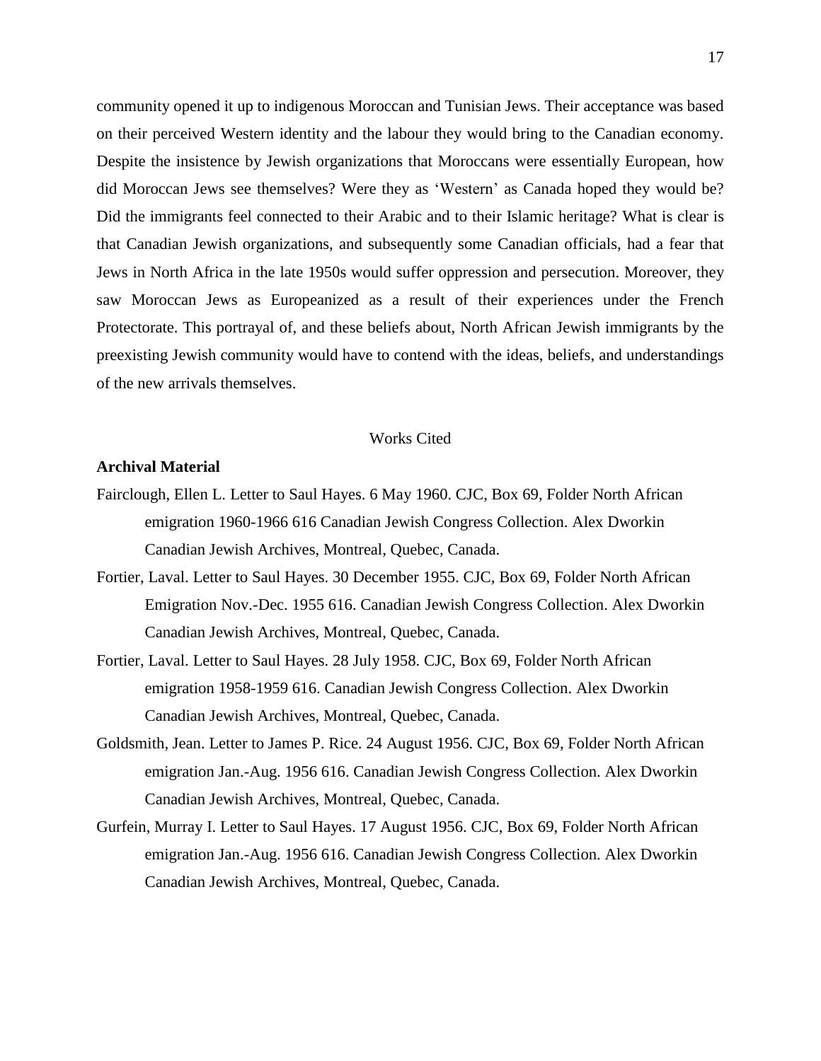community opened it up to indigenous Moroccan and Tunisian Jews. Their acceptance was based on their perceived Western identity and the labour they would bring to the Canadian economy. Despite the insistence by Jewish organizations that Moroccans were essentially European, how did Moroccan Jews see themselves? Were they as 'Western' as Canada hoped they would be? Did the immigrants feel connected to their Arabic and to their Islamic heritage? What is clear is that Canadian Jewish organizations, and subsequently some Canadian officials, had a fear that Jews in North Africa in the late 1950s would suffer oppression and persecution. Moreover, they saw Moroccan Jews as Europeanized as a result of their experiences under the French Protectorate. This portrayal of, and these beliefs about, North African Jewish immigrants by the preexisting Jewish community would have to contend with the ideas, beliefs, and understandings of the new arrivals themselves.

## Works Cited

**Archival Material**

Fairclough, Ellen L. Letter to Saul Hayes. 6 May 1960. CJC, Box 69, Folder North African emigration 1960-1966 616 Canadian Jewish Congress Collection. Alex Dworkin Canadian Jewish Archives, Montreal, Quebec, Canada.

Fortier, Laval. Letter to Saul Hayes. 30 December 1955. CJC, Box 69, Folder North African Emigration Nov.-Dec. 1955 616. Canadian Jewish Congress Collection. Alex Dworkin Canadian Jewish Archives, Montreal, Quebec, Canada.

Fortier, Laval. Letter to Saul Hayes. 28 July 1958. CJC, Box 69, Folder North African emigration 1958-1959 616. Canadian Jewish Congress Collection. Alex Dworkin Canadian Jewish Archives, Montreal, Quebec, Canada.

Goldsmith, Jean. Letter to James P. Rice. 24 August 1956. CJC, Box 69, Folder North African emigration Jan.-Aug. 1956 616. Canadian Jewish Congress Collection. Alex Dworkin Canadian Jewish Archives, Montreal, Quebec, Canada.

Gurfein, Murray I. Letter to Saul Hayes. 17 August 1956. CJC, Box 69, Folder North African emigration Jan.-Aug. 1956 616. Canadian Jewish Congress Collection. Alex Dworkin Canadian Jewish Archives, Montreal, Quebec, Canada.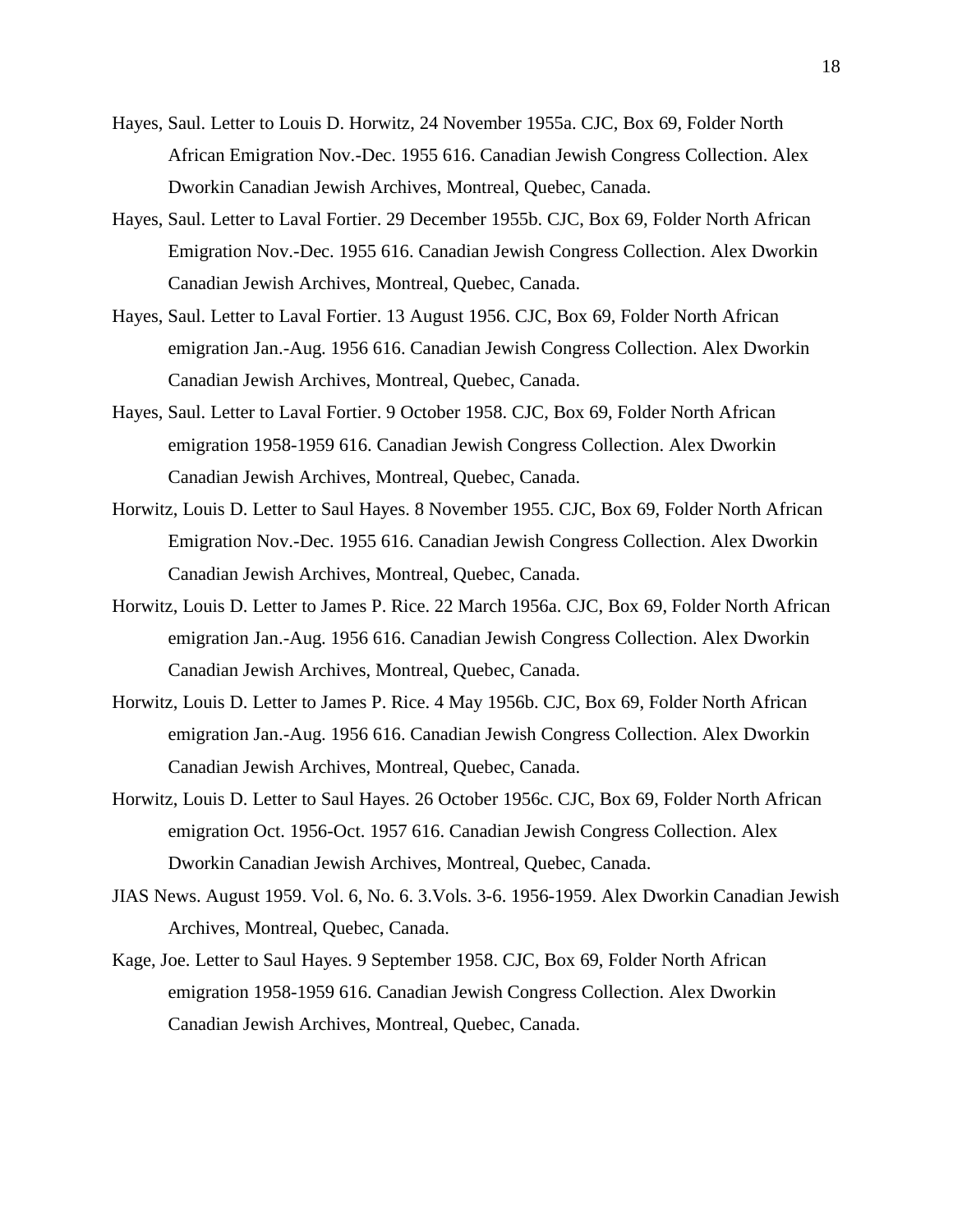Hayes, Saul. Letter to Louis D. Horwitz, 24 November 1955a. CJC, Box 69, Folder North African Emigration Nov.-Dec. 1955 616. Canadian Jewish Congress Collection. Alex Dworkin Canadian Jewish Archives, Montreal, Quebec, Canada.

Hayes, Saul. Letter to Laval Fortier. 29 December 1955b. CJC, Box 69, Folder North African Emigration Nov.-Dec. 1955 616. Canadian Jewish Congress Collection. Alex Dworkin Canadian Jewish Archives, Montreal, Quebec, Canada.

Hayes, Saul. Letter to Laval Fortier. 13 August 1956. CJC, Box 69, Folder North African emigration Jan.-Aug. 1956 616. Canadian Jewish Congress Collection. Alex Dworkin Canadian Jewish Archives, Montreal, Quebec, Canada.

Hayes, Saul. Letter to Laval Fortier. 9 October 1958. CJC, Box 69, Folder North African emigration 1958-1959 616. Canadian Jewish Congress Collection. Alex Dworkin Canadian Jewish Archives, Montreal, Quebec, Canada.

Horwitz, Louis D. Letter to Saul Hayes. 8 November 1955. CJC, Box 69, Folder North African Emigration Nov.-Dec. 1955 616. Canadian Jewish Congress Collection. Alex Dworkin Canadian Jewish Archives, Montreal, Quebec, Canada.

Horwitz, Louis D. Letter to James P. Rice. 22 March 1956a. CJC, Box 69, Folder North African emigration Jan.-Aug. 1956 616. Canadian Jewish Congress Collection. Alex Dworkin Canadian Jewish Archives, Montreal, Quebec, Canada.

Horwitz, Louis D. Letter to James P. Rice. 4 May 1956b. CJC, Box 69, Folder North African emigration Jan.-Aug. 1956 616. Canadian Jewish Congress Collection. Alex Dworkin Canadian Jewish Archives, Montreal, Quebec, Canada.

Horwitz, Louis D. Letter to Saul Hayes. 26 October 1956c. CJC, Box 69, Folder North African emigration Oct. 1956-Oct. 1957 616. Canadian Jewish Congress Collection. Alex Dworkin Canadian Jewish Archives, Montreal, Quebec, Canada.

JIAS News. August 1959. Vol. 6, No. 6. 3.Vols. 3-6. 1956-1959. Alex Dworkin Canadian Jewish Archives, Montreal, Quebec, Canada.

Kage, Joe. Letter to Saul Hayes. 9 September 1958. CJC, Box 69, Folder North African emigration 1958-1959 616. Canadian Jewish Congress Collection. Alex Dworkin Canadian Jewish Archives, Montreal, Quebec, Canada.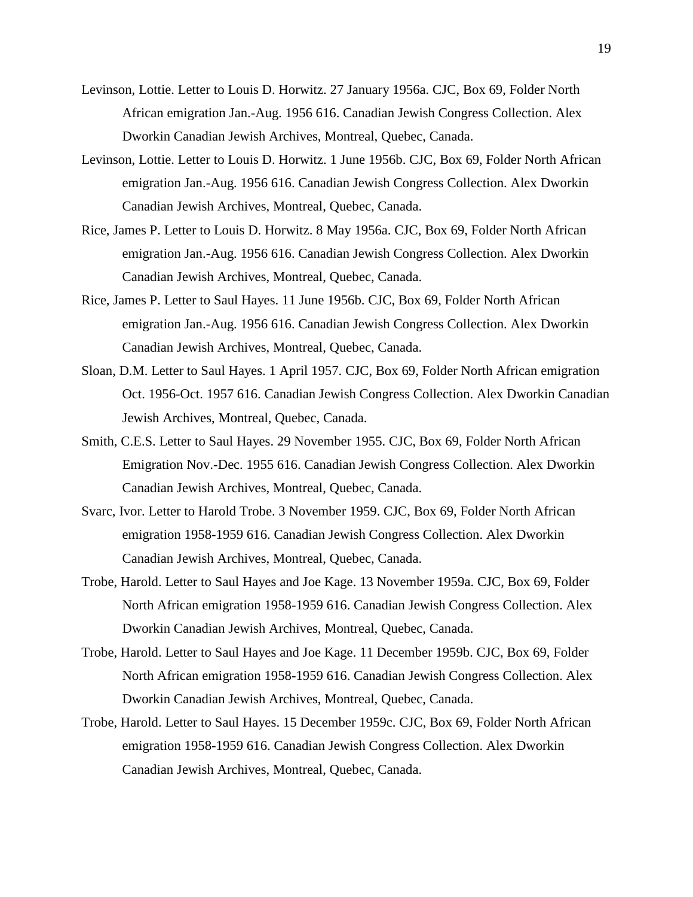Levinson, Lottie. Letter to Louis D. Horwitz. 27 January 1956a. CJC, Box 69, Folder North African emigration Jan.-Aug. 1956 616. Canadian Jewish Congress Collection. Alex Dworkin Canadian Jewish Archives, Montreal, Quebec, Canada.

Levinson, Lottie. Letter to Louis D. Horwitz. 1 June 1956b. CJC, Box 69, Folder North African emigration Jan.-Aug. 1956 616. Canadian Jewish Congress Collection. Alex Dworkin Canadian Jewish Archives, Montreal, Quebec, Canada.

Rice, James P. Letter to Louis D. Horwitz. 8 May 1956a. CJC, Box 69, Folder North African emigration Jan.-Aug. 1956 616. Canadian Jewish Congress Collection. Alex Dworkin Canadian Jewish Archives, Montreal, Quebec, Canada.

Rice, James P. Letter to Saul Hayes. 11 June 1956b. CJC, Box 69, Folder North African emigration Jan.-Aug. 1956 616. Canadian Jewish Congress Collection. Alex Dworkin Canadian Jewish Archives, Montreal, Quebec, Canada.

Sloan, D.M. Letter to Saul Hayes. 1 April 1957. CJC, Box 69, Folder North African emigration Oct. 1956-Oct. 1957 616. Canadian Jewish Congress Collection. Alex Dworkin Canadian Jewish Archives, Montreal, Quebec, Canada.

Smith, C.E.S. Letter to Saul Hayes. 29 November 1955. CJC, Box 69, Folder North African Emigration Nov.-Dec. 1955 616. Canadian Jewish Congress Collection. Alex Dworkin Canadian Jewish Archives, Montreal, Quebec, Canada.

Svarc, Ivor. Letter to Harold Trobe. 3 November 1959. CJC, Box 69, Folder North African emigration 1958-1959 616. Canadian Jewish Congress Collection. Alex Dworkin Canadian Jewish Archives, Montreal, Quebec, Canada.

Trobe, Harold. Letter to Saul Hayes and Joe Kage. 13 November 1959a. CJC, Box 69, Folder North African emigration 1958-1959 616. Canadian Jewish Congress Collection. Alex Dworkin Canadian Jewish Archives, Montreal, Quebec, Canada.

Trobe, Harold. Letter to Saul Hayes and Joe Kage. 11 December 1959b. CJC, Box 69, Folder North African emigration 1958-1959 616. Canadian Jewish Congress Collection. Alex Dworkin Canadian Jewish Archives, Montreal, Quebec, Canada.

Trobe, Harold. Letter to Saul Hayes. 15 December 1959c. CJC, Box 69, Folder North African emigration 1958-1959 616. Canadian Jewish Congress Collection. Alex Dworkin Canadian Jewish Archives, Montreal, Quebec, Canada.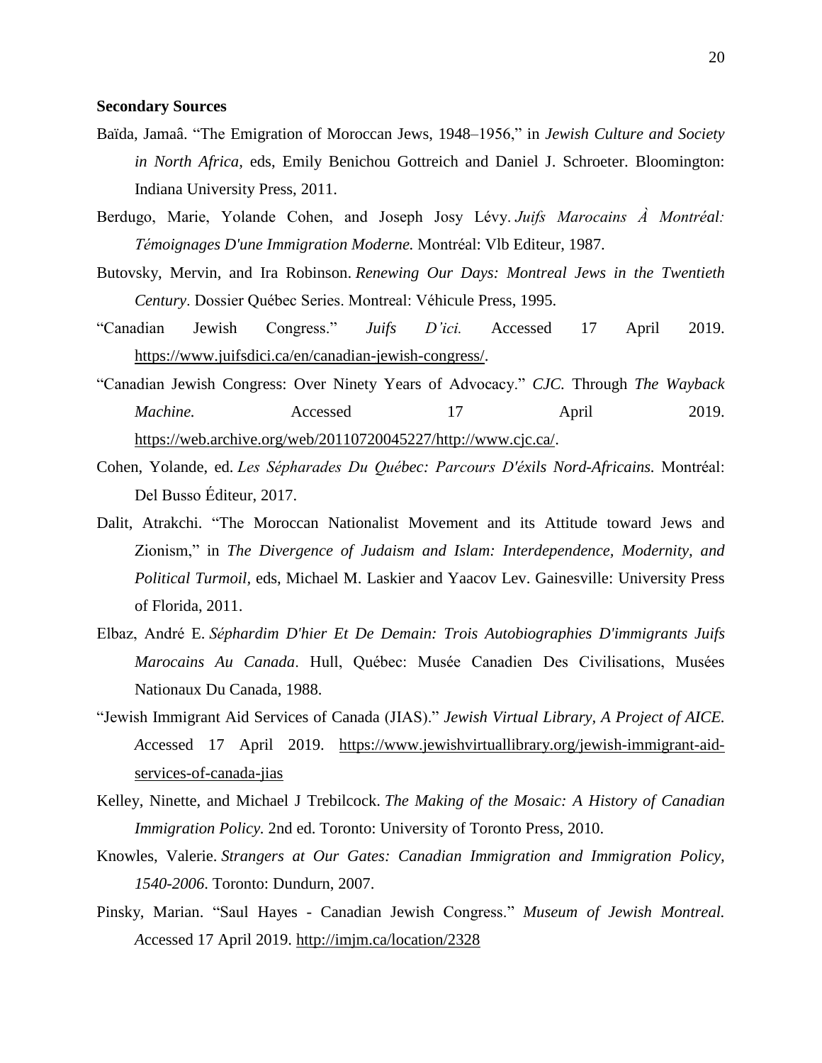**Secondary Sources**

Baïda, Jamaâ. "The Emigration of Moroccan Jews, 1948–1956," in *Jewish Culture and Society in North Africa*, eds, Emily Benichou Gottreich and Daniel J. Schroeter. Bloomington: Indiana University Press, 2011.

Berdugo, Marie, Yolande Cohen, and Joseph Josy Lévy. *Juifs Marocains À Montréal: Témoignages D'une Immigration Moderne.* Montréal: Vlb Editeur, 1987.

Butovsky, Mervin, and Ira Robinson. *Renewing Our Days: Montreal Jews in the Twentieth Century*. Dossier Québec Series. Montreal: Véhicule Press, 1995.

"Canadian Jewish Congress." *Juifs D'ici.* Accessed 17 April 2019. https://www.juifsdici.ca/en/canadian-jewish-congress/.

"Canadian Jewish Congress: Over Ninety Years of Advocacy." *CJC*. Through *The Wayback Machine.* Accessed 17 April 2019. https://web.archive.org/web/20110720045227/http://www.cjc.ca/.

Cohen, Yolande, ed. *Les Sépharades Du Québec: Parcours D'éxils Nord-Africains.* Montréal: Del Busso Éditeur, 2017.

Dalit, Atrakchi. "The Moroccan Nationalist Movement and its Attitude toward Jews and Zionism," in *The Divergence of Judaism and Islam: Interdependence, Modernity, and Political Turmoil*, eds, Michael M. Laskier and Yaacov Lev. Gainesville: University Press of Florida, 2011.

Elbaz, André E. *Séphardim D'hier Et De Demain: Trois Autobiographies D'immigrants Juifs Marocains Au Canada*. Hull, Québec: Musée Canadien Des Civilisations, Musées Nationaux Du Canada, 1988.

"Jewish Immigrant Aid Services of Canada (JIAS)." *Jewish Virtual Library, A Project of AICE. A*ccessed 17 April 2019. https://www.jewishvirtuallibrary.org/jewish-immigrant-aid-services-of-canada-jias

Kelley, Ninette, and Michael J Trebilcock. *The Making of the Mosaic: A History of Canadian Immigration Policy.* 2nd ed. Toronto: University of Toronto Press, 2010.

Knowles, Valerie. *Strangers at Our Gates: Canadian Immigration and Immigration Policy, 1540-2006*. Toronto: Dundurn, 2007.

Pinsky, Marian. "Saul Hayes - Canadian Jewish Congress." *Museum of Jewish Montreal. A*ccessed 17 April 2019. http://imjm.ca/location/2328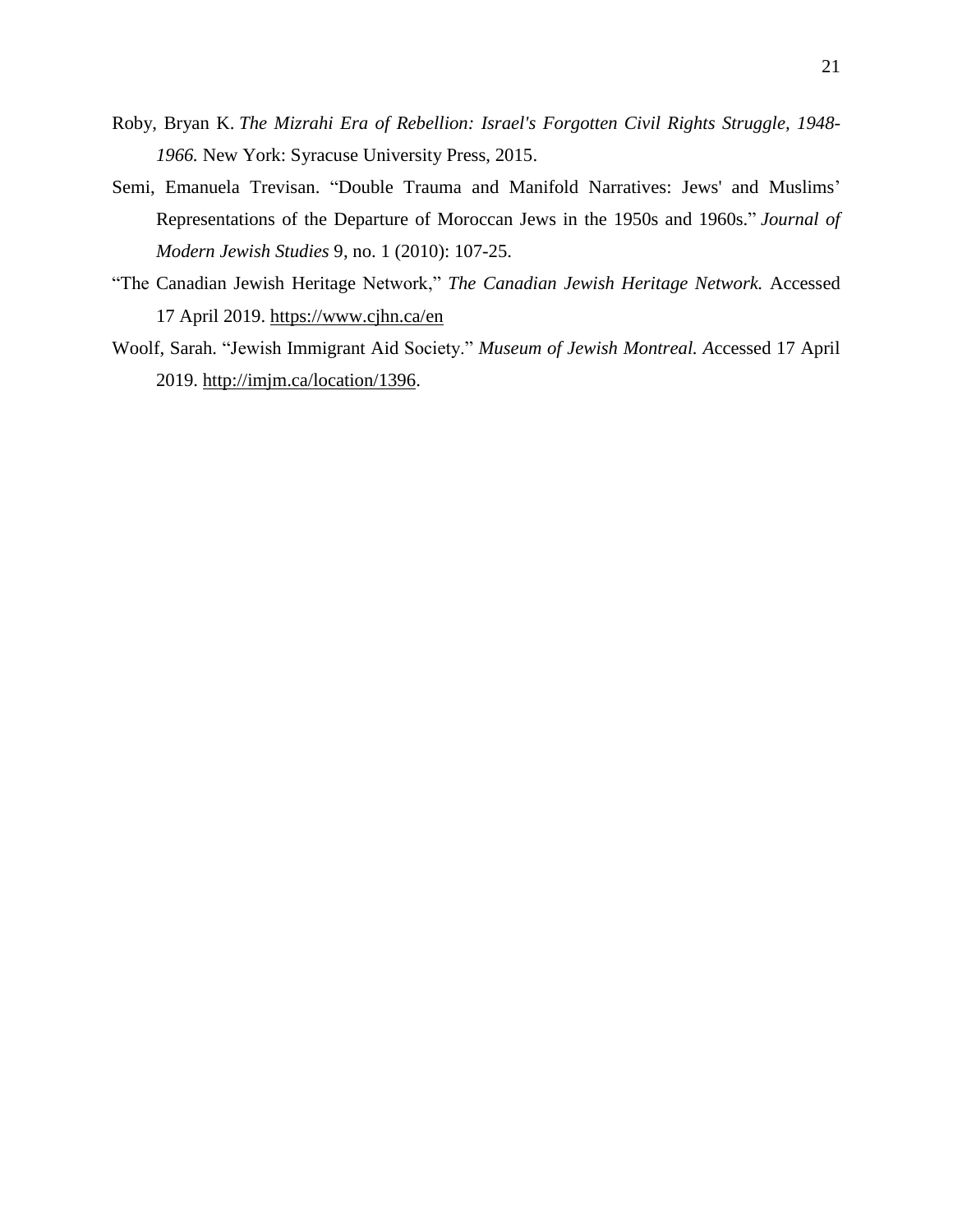Roby, Bryan K. *The Mizrahi Era of Rebellion: Israel's Forgotten Civil Rights Struggle, 1948-1966.* New York: Syracuse University Press, 2015.

Semi, Emanuela Trevisan. "Double Trauma and Manifold Narratives: Jews' and Muslims' Representations of the Departure of Moroccan Jews in the 1950s and 1960s." *Journal of Modern Jewish Studies* 9, no. 1 (2010): 107-25.

"The Canadian Jewish Heritage Network," *The Canadian Jewish Heritage Network.* Accessed 17 April 2019. https://www.cjhn.ca/en

Woolf, Sarah. "Jewish Immigrant Aid Society." *Museum of Jewish Montreal. A*ccessed 17 April 2019. http://imjm.ca/location/1396.